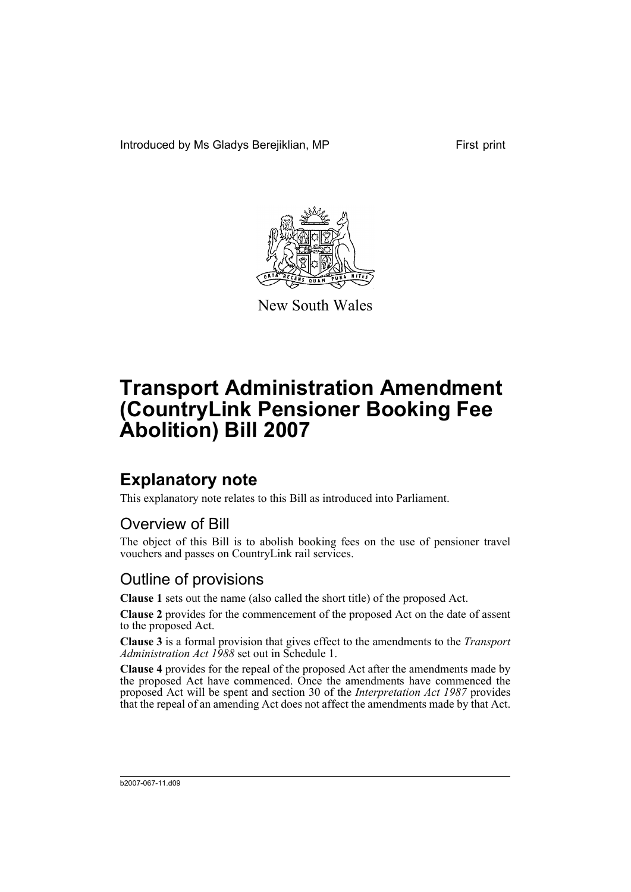Introduced by Ms Gladys Berejiklian, MP First print

New South Wales

# Transport Administration Amendment (CountryLink Pensioner Booking Fee Abolition) Bill 2007

## Explanatory note

This explanatory note relates to this Bill as introduced into Parliament.

### Overview of Bill

The object of this Bill is to abolish booking fees on the use of pensioner travel vouchers and passes on CountryLink rail services.

### Outline of provisions

**Clause 1** sets out the name (also called the short title) of the proposed Act.

**Clause 2** provides for the commencement of the proposed Act on the date of assent to the proposed Act.

**Clause 3** is a formal provision that gives effect to the amendments to the *Transport Administration Act 1988* set out in Schedule 1.

**Clause 4** provides for the repeal of the proposed Act after the amendments made by the proposed Act have commenced. Once the amendments have commenced the proposed Act will be spent and section 30 of the *Interpretation Act 1987* provides that the repeal of an amending Act does not affect the amendments made by that Act.

b2007-067-11.d09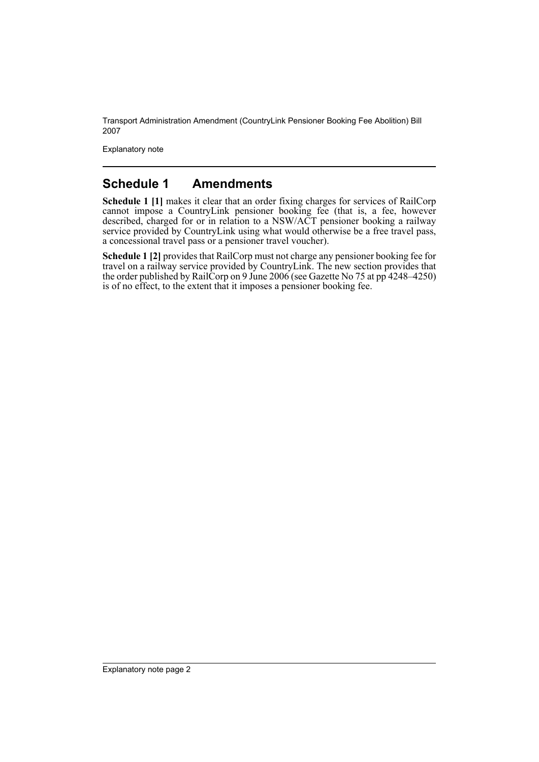## Schedule 1 Amendments

**Schedule 1 [1]** makes it clear that an order fixing charges for services of RailCorp cannot impose a CountryLink pensioner booking fee (that is, a fee, however described, charged for or in relation to a NSW/ACT pensioner booking a railway service provided by CountryLink using what would otherwise be a free travel pass, a concessional travel pass or a pensioner travel voucher).

**Schedule 1 [2]** provides that RailCorp must not charge any pensioner booking fee for travel on a railway service provided by CountryLink. The new section provides that the order published by RailCorp on 9 June 2006 (see Gazette No 75 at pp 4248–4250) is of no effect, to the extent that it imposes a pensioner booking fee.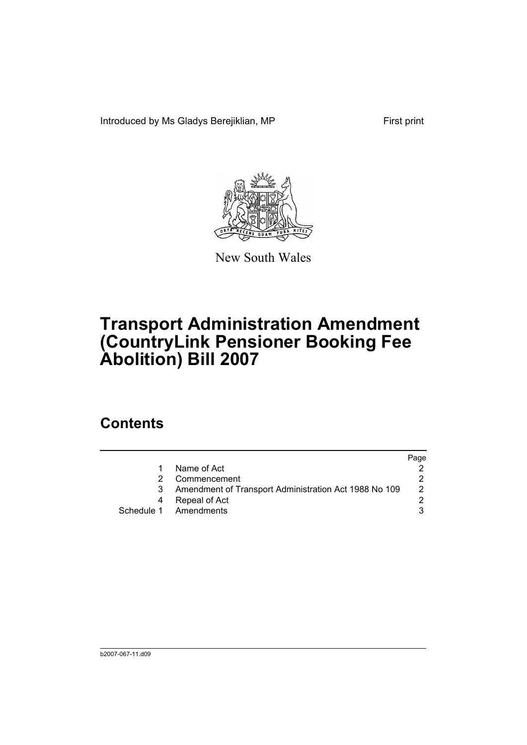Introduced by Ms Gladys Berejiklian, MP First print

New South Wales

# Transport Administration Amendment (CountryLink Pensioner Booking Fee Abolition) Bill 2007

## Contents

| | | Page |
|---|---|---|
| 1 | Name of Act | 2 |
| 2 | Commencement | 2 |
| 3 | Amendment of Transport Administration Act 1988 No 109 | 2 |
| 4 | Repeal of Act | 2 |
| Schedule 1 | Amendments | 3 |

b2007-067-11.d09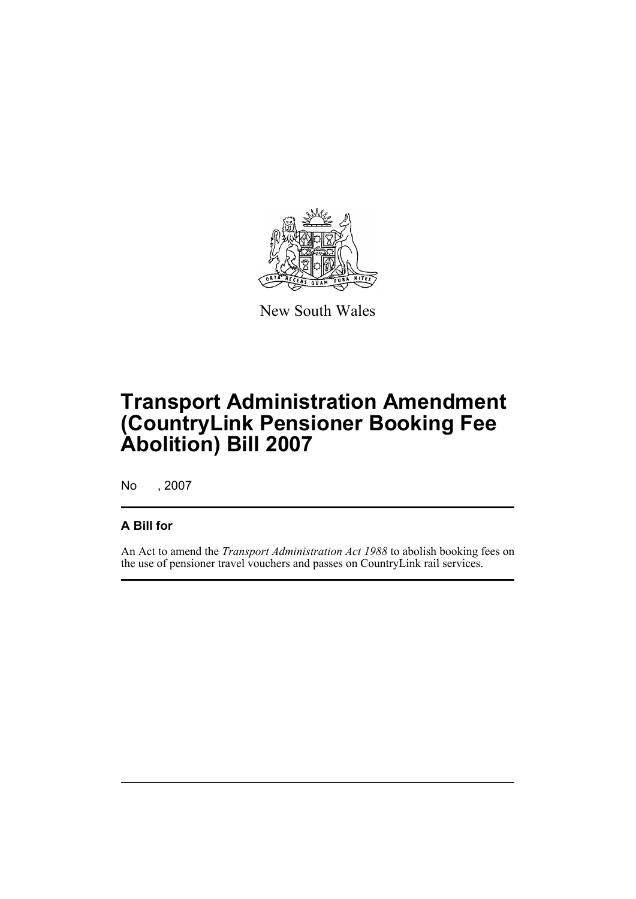New South Wales

# Transport Administration Amendment (CountryLink Pensioner Booking Fee Abolition) Bill 2007

No , 2007

## A Bill for

An Act to amend the *Transport Administration Act 1988* to abolish booking fees on the use of pensioner travel vouchers and passes on CountryLink rail services.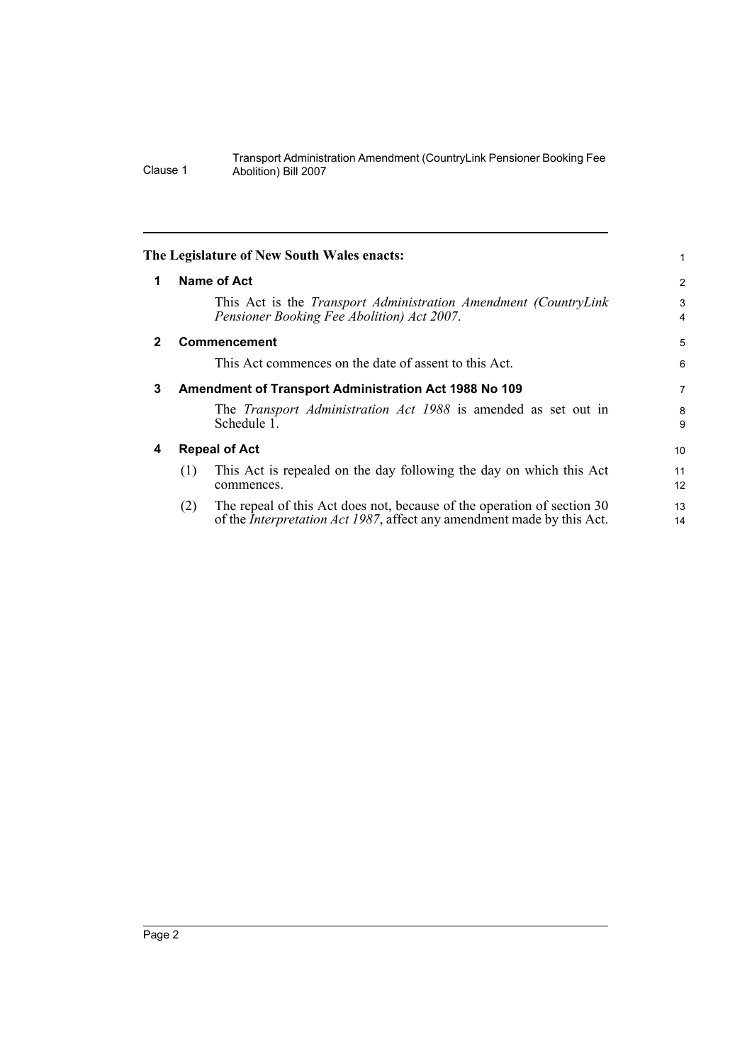The Legislature of New South Wales enacts:

## 1 Name of Act

This Act is the *Transport Administration Amendment (CountryLink Pensioner Booking Fee Abolition) Act 2007*.

## 2 Commencement

This Act commences on the date of assent to this Act.

## 3 Amendment of Transport Administration Act 1988 No 109

The *Transport Administration Act 1988* is amended as set out in Schedule 1.

## 4 Repeal of Act

(1) This Act is repealed on the day following the day on which this Act commences.

(2) The repeal of this Act does not, because of the operation of section 30 of the *Interpretation Act 1987*, affect any amendment made by this Act.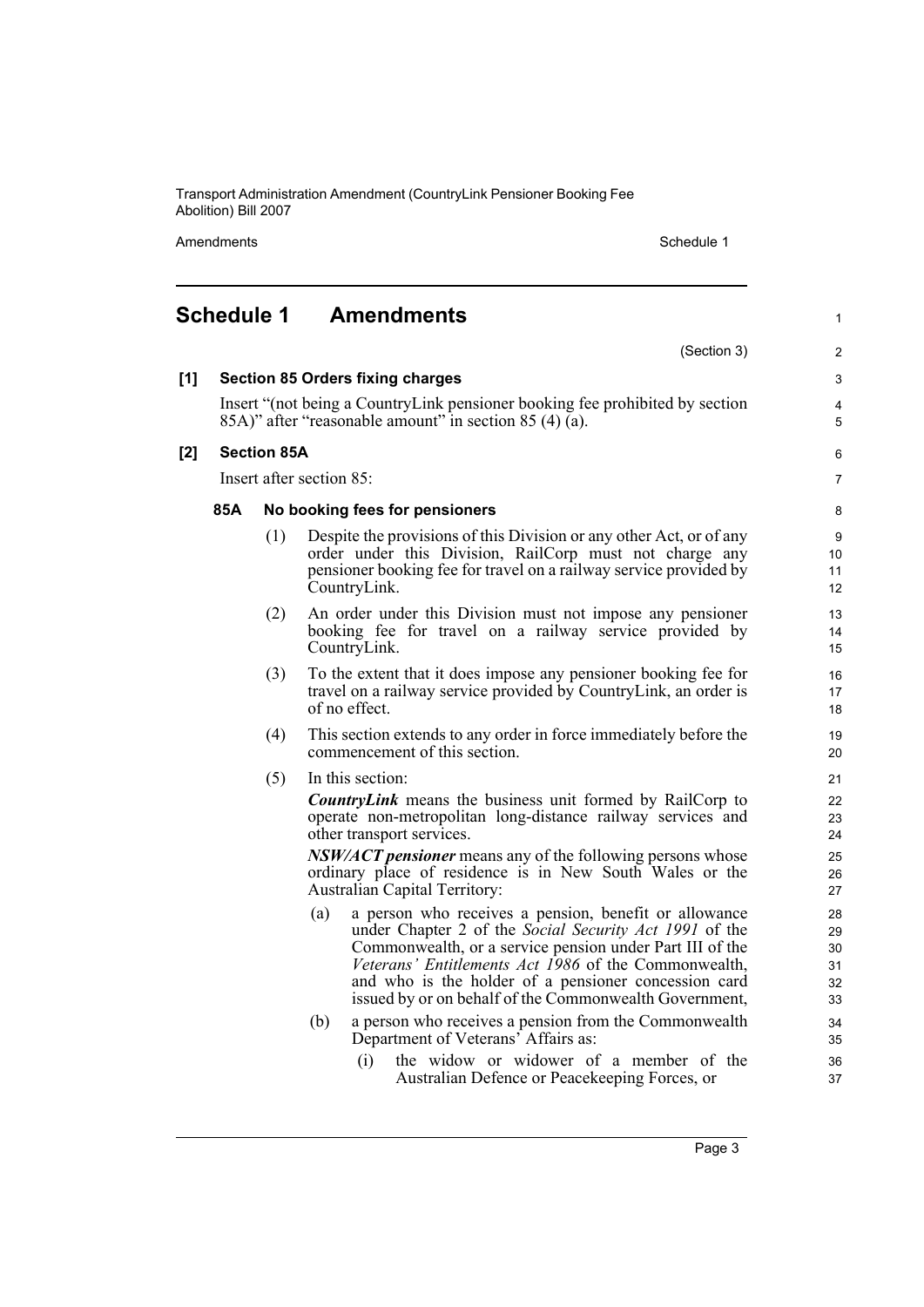# Schedule 1 Amendments

(Section 3)

**[1] Section 85 Orders fixing charges**

Insert "(not being a CountryLink pensioner booking fee prohibited by section 85A)" after "reasonable amount" in section 85 (4) (a).

**[2] Section 85A**

Insert after section 85:

**85A No booking fees for pensioners**

(1) Despite the provisions of this Division or any other Act, or of any order under this Division, RailCorp must not charge any pensioner booking fee for travel on a railway service provided by CountryLink.

(2) An order under this Division must not impose any pensioner booking fee for travel on a railway service provided by CountryLink.

(3) To the extent that it does impose any pensioner booking fee for travel on a railway service provided by CountryLink, an order is of no effect.

(4) This section extends to any order in force immediately before the commencement of this section.

(5) In this section:

***CountryLink*** means the business unit formed by RailCorp to operate non-metropolitan long-distance railway services and other transport services.

***NSW/ACT pensioner*** means any of the following persons whose ordinary place of residence is in New South Wales or the Australian Capital Territory:

(a) a person who receives a pension, benefit or allowance under Chapter 2 of the *Social Security Act 1991* of the Commonwealth, or a service pension under Part III of the *Veterans' Entitlements Act 1986* of the Commonwealth, and who is the holder of a pensioner concession card issued by or on behalf of the Commonwealth Government,

(b) a person who receives a pension from the Commonwealth Department of Veterans' Affairs as:

(i) the widow or widower of a member of the Australian Defence or Peacekeeping Forces, or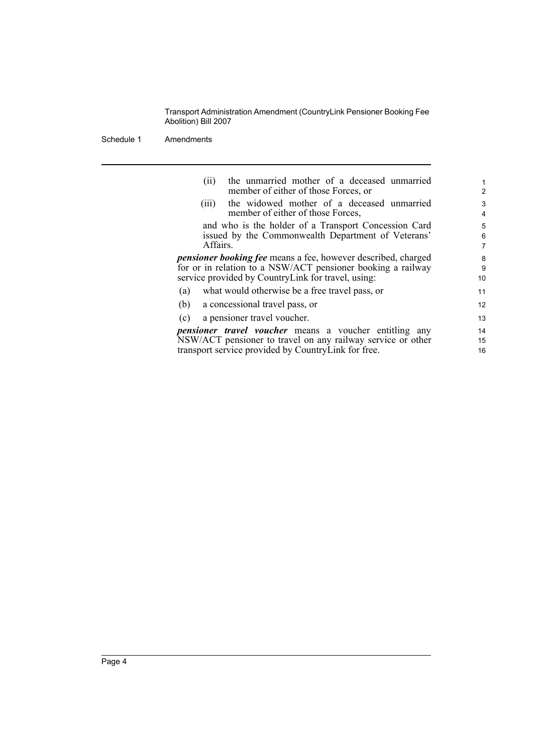(ii) the unmarried mother of a deceased unmarried member of either of those Forces, or

(iii) the widowed mother of a deceased unmarried member of either of those Forces,

and who is the holder of a Transport Concession Card issued by the Commonwealth Department of Veterans' Affairs.

***pensioner booking fee*** means a fee, however described, charged for or in relation to a NSW/ACT pensioner booking a railway service provided by CountryLink for travel, using:

(a) what would otherwise be a free travel pass, or

(b) a concessional travel pass, or

(c) a pensioner travel voucher.

***pensioner travel voucher*** means a voucher entitling any NSW/ACT pensioner to travel on any railway service or other transport service provided by CountryLink for free.